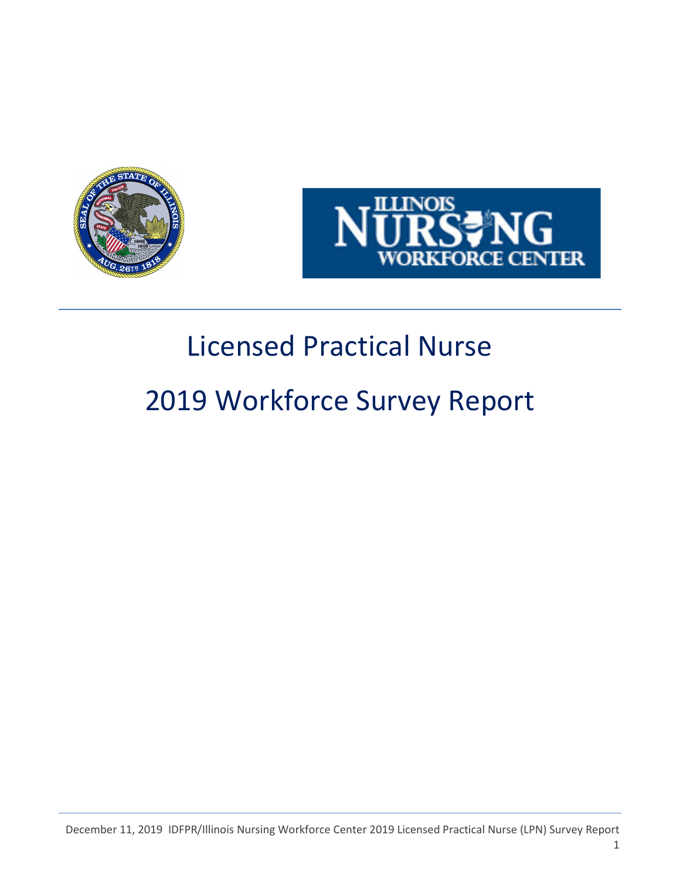# Licensed Practical Nurse

# 2019 Workforce Survey Report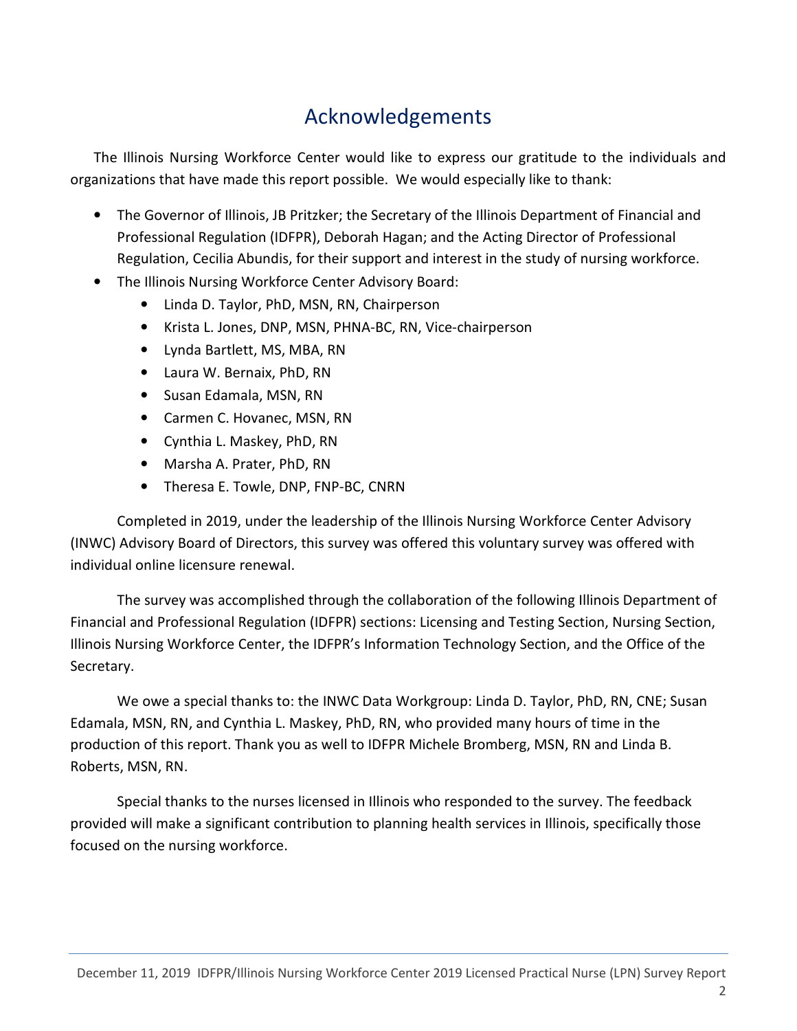# Acknowledgements

The Illinois Nursing Workforce Center would like to express our gratitude to the individuals and organizations that have made this report possible. We would especially like to thank:

- The Governor of Illinois, JB Pritzker; the Secretary of the Illinois Department of Financial and Professional Regulation (IDFPR), Deborah Hagan; and the Acting Director of Professional Regulation, Cecilia Abundis, for their support and interest in the study of nursing workforce.
- The Illinois Nursing Workforce Center Advisory Board:
  - Linda D. Taylor, PhD, MSN, RN, Chairperson
  - Krista L. Jones, DNP, MSN, PHNA-BC, RN, Vice-chairperson
  - Lynda Bartlett, MS, MBA, RN
  - Laura W. Bernaix, PhD, RN
  - Susan Edamala, MSN, RN
  - Carmen C. Hovanec, MSN, RN
  - Cynthia L. Maskey, PhD, RN
  - Marsha A. Prater, PhD, RN
  - Theresa E. Towle, DNP, FNP-BC, CNRN

Completed in 2019, under the leadership of the Illinois Nursing Workforce Center Advisory (INWC) Advisory Board of Directors, this survey was offered this voluntary survey was offered with individual online licensure renewal.

The survey was accomplished through the collaboration of the following Illinois Department of Financial and Professional Regulation (IDFPR) sections: Licensing and Testing Section, Nursing Section, Illinois Nursing Workforce Center, the IDFPR's Information Technology Section, and the Office of the Secretary.

We owe a special thanks to: the INWC Data Workgroup: Linda D. Taylor, PhD, RN, CNE; Susan Edamala, MSN, RN, and Cynthia L. Maskey, PhD, RN, who provided many hours of time in the production of this report. Thank you as well to IDFPR Michele Bromberg, MSN, RN and Linda B. Roberts, MSN, RN.

Special thanks to the nurses licensed in Illinois who responded to the survey. The feedback provided will make a significant contribution to planning health services in Illinois, specifically those focused on the nursing workforce.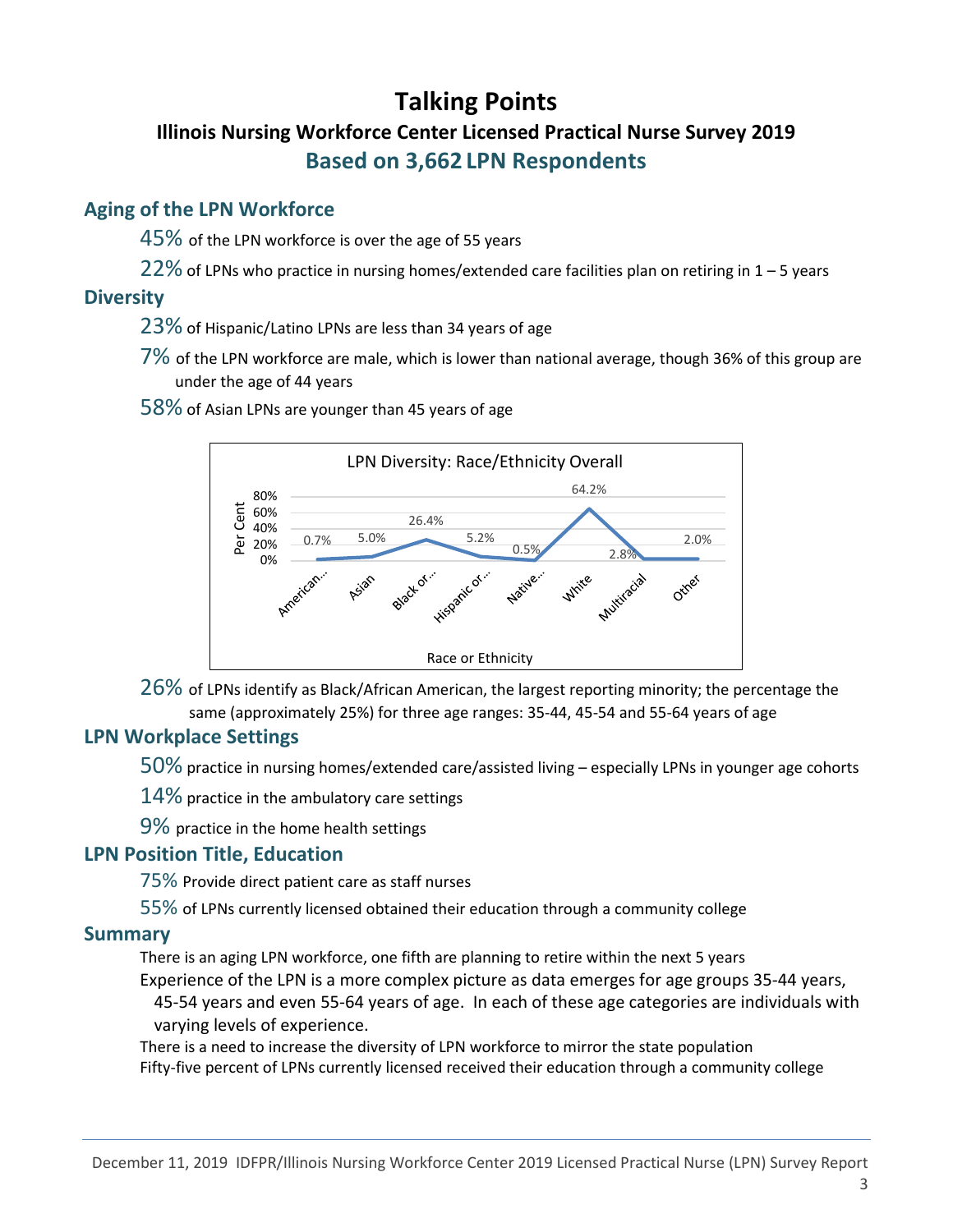# Talking Points

## Illinois Nursing Workforce Center Licensed Practical Nurse Survey 2019

## Based on 3,662 LPN Respondents

### Aging of the LPN Workforce

45% of the LPN workforce is over the age of 55 years

22% of LPNs who practice in nursing homes/extended care facilities plan on retiring in 1 – 5 years

### Diversity

23% of Hispanic/Latino LPNs are less than 34 years of age

7% of the LPN workforce are male, which is lower than national average, though 36% of this group are under the age of 44 years

58% of Asian LPNs are younger than 45 years of age

LPN Diversity: Race/Ethnicity Overall

| Race or Ethnicity | Per Cent |
|---|---|
| American... | 0.7% |
| Asian | 5.0% |
| Black or... | 26.4% |
| Hispanic or... | 5.2% |
| Native... | 0.5% |
| White | 64.2% |
| Multiracial | 2.8% |
| Other | 2.0% |

26% of LPNs identify as Black/African American, the largest reporting minority; the percentage the same (approximately 25%) for three age ranges: 35-44, 45-54 and 55-64 years of age

### LPN Workplace Settings

50% practice in nursing homes/extended care/assisted living – especially LPNs in younger age cohorts

14% practice in the ambulatory care settings

9% practice in the home health settings

### LPN Position Title, Education

75% Provide direct patient care as staff nurses

55% of LPNs currently licensed obtained their education through a community college

### Summary

There is an aging LPN workforce, one fifth are planning to retire within the next 5 years

Experience of the LPN is a more complex picture as data emerges for age groups 35-44 years, 45-54 years and even 55-64 years of age. In each of these age categories are individuals with varying levels of experience.

There is a need to increase the diversity of LPN workforce to mirror the state population

Fifty-five percent of LPNs currently licensed received their education through a community college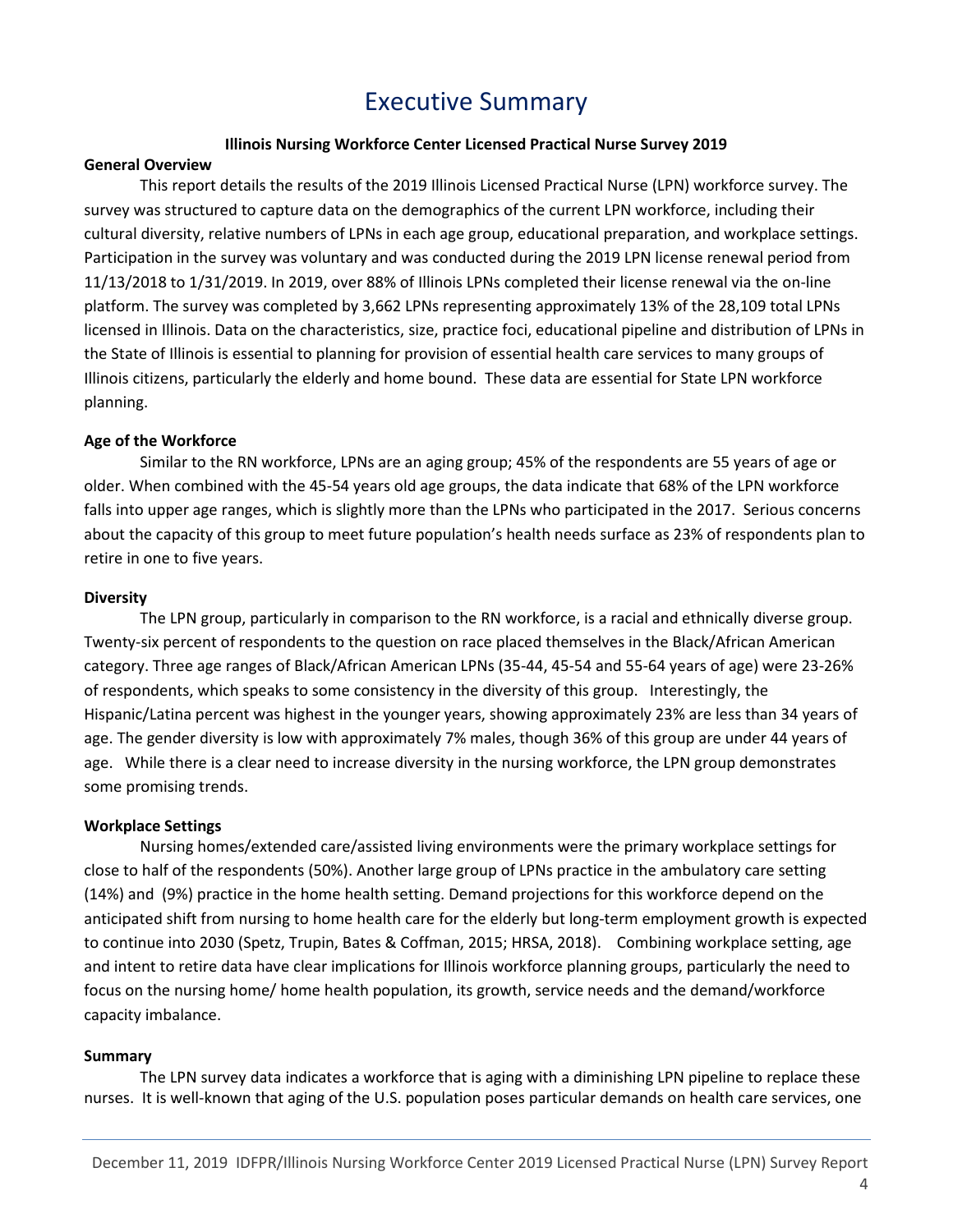# Executive Summary

**Illinois Nursing Workforce Center Licensed Practical Nurse Survey 2019**

**General Overview**

This report details the results of the 2019 Illinois Licensed Practical Nurse (LPN) workforce survey. The survey was structured to capture data on the demographics of the current LPN workforce, including their cultural diversity, relative numbers of LPNs in each age group, educational preparation, and workplace settings. Participation in the survey was voluntary and was conducted during the 2019 LPN license renewal period from 11/13/2018 to 1/31/2019. In 2019, over 88% of Illinois LPNs completed their license renewal via the on-line platform. The survey was completed by 3,662 LPNs representing approximately 13% of the 28,109 total LPNs licensed in Illinois. Data on the characteristics, size, practice foci, educational pipeline and distribution of LPNs in the State of Illinois is essential to planning for provision of essential health care services to many groups of Illinois citizens, particularly the elderly and home bound. These data are essential for State LPN workforce planning.

**Age of the Workforce**

Similar to the RN workforce, LPNs are an aging group; 45% of the respondents are 55 years of age or older. When combined with the 45-54 years old age groups, the data indicate that 68% of the LPN workforce falls into upper age ranges, which is slightly more than the LPNs who participated in the 2017. Serious concerns about the capacity of this group to meet future population's health needs surface as 23% of respondents plan to retire in one to five years.

**Diversity**

The LPN group, particularly in comparison to the RN workforce, is a racial and ethnically diverse group. Twenty-six percent of respondents to the question on race placed themselves in the Black/African American category. Three age ranges of Black/African American LPNs (35-44, 45-54 and 55-64 years of age) were 23-26% of respondents, which speaks to some consistency in the diversity of this group. Interestingly, the Hispanic/Latina percent was highest in the younger years, showing approximately 23% are less than 34 years of age. The gender diversity is low with approximately 7% males, though 36% of this group are under 44 years of age. While there is a clear need to increase diversity in the nursing workforce, the LPN group demonstrates some promising trends.

**Workplace Settings**

Nursing homes/extended care/assisted living environments were the primary workplace settings for close to half of the respondents (50%). Another large group of LPNs practice in the ambulatory care setting (14%) and (9%) practice in the home health setting. Demand projections for this workforce depend on the anticipated shift from nursing to home health care for the elderly but long-term employment growth is expected to continue into 2030 (Spetz, Trupin, Bates & Coffman, 2015; HRSA, 2018). Combining workplace setting, age and intent to retire data have clear implications for Illinois workforce planning groups, particularly the need to focus on the nursing home/ home health population, its growth, service needs and the demand/workforce capacity imbalance.

**Summary**

The LPN survey data indicates a workforce that is aging with a diminishing LPN pipeline to replace these nurses. It is well-known that aging of the U.S. population poses particular demands on health care services, one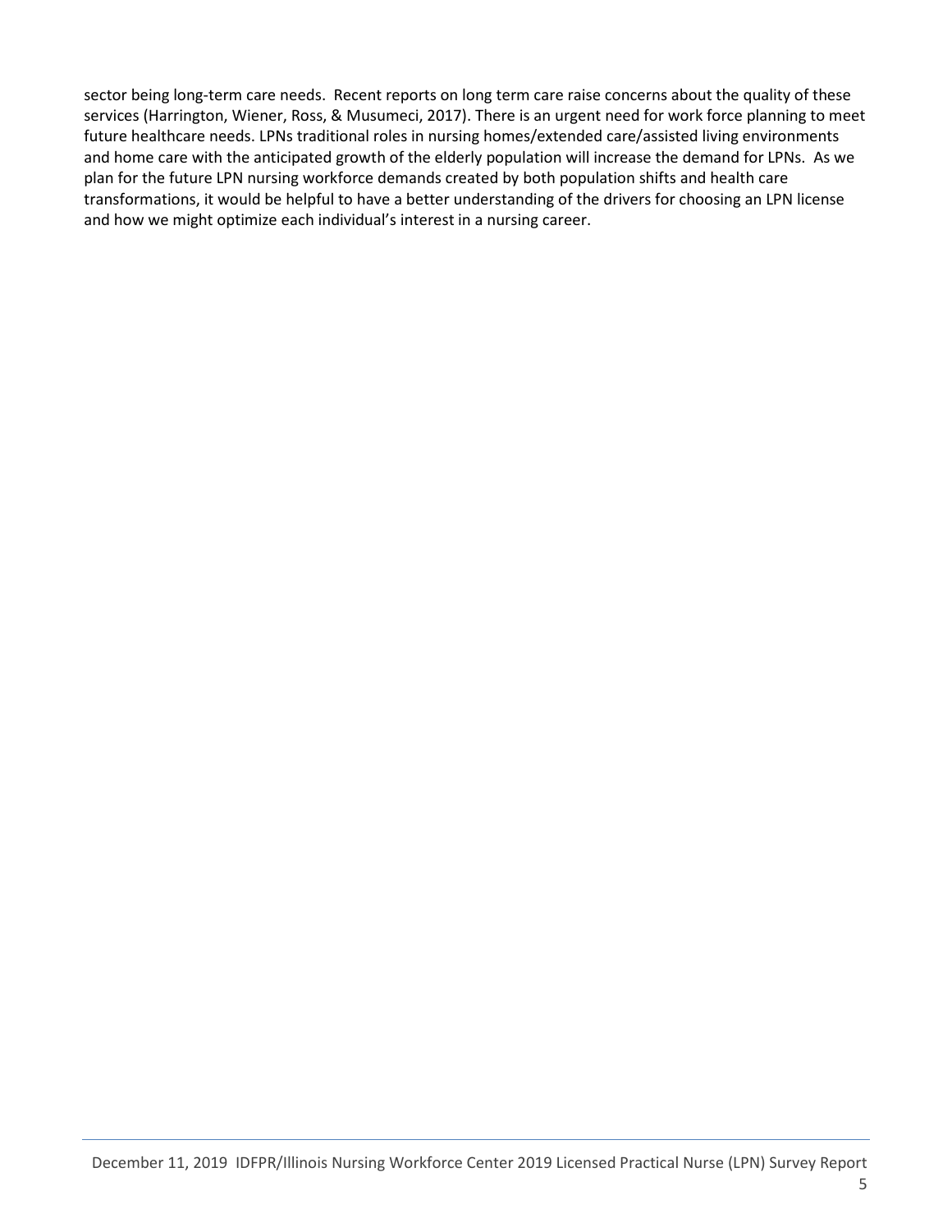sector being long-term care needs. Recent reports on long term care raise concerns about the quality of these services (Harrington, Wiener, Ross, & Musumeci, 2017). There is an urgent need for work force planning to meet future healthcare needs. LPNs traditional roles in nursing homes/extended care/assisted living environments and home care with the anticipated growth of the elderly population will increase the demand for LPNs. As we plan for the future LPN nursing workforce demands created by both population shifts and health care transformations, it would be helpful to have a better understanding of the drivers for choosing an LPN license and how we might optimize each individual's interest in a nursing career.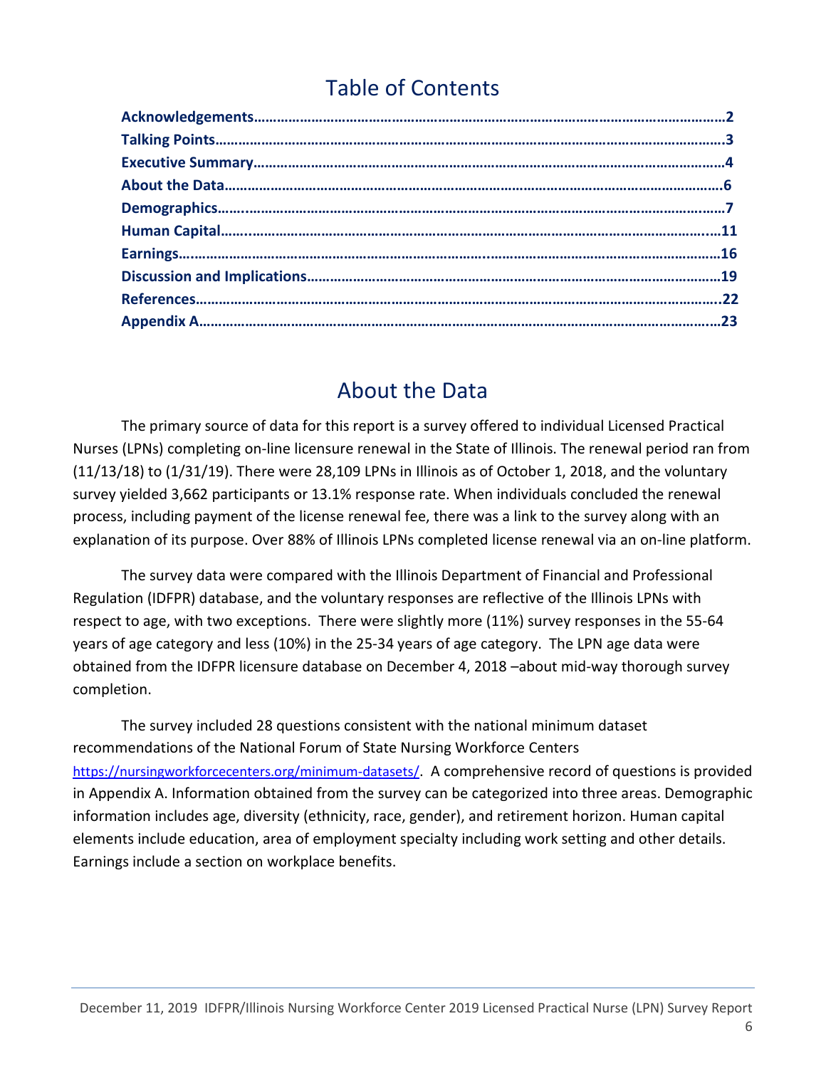# Table of Contents

**Acknowledgements……………………………………………………………………………………………………………2**
**Talking Points…………………………………………………………………………………………………………………3**
**Executive Summary…………………………………………………………………………………………………………4**
**About the Data………………………………………………………………………………………………………………6**
**Demographics…….……………………………………………………………………………………………………………7**
**Human Capital…..………………………………………………………………………………………………………..…11**
**Earnings…..…………………………………………………………………………………………………………………16**
**Discussion and Implications…………………………………………………………………………………………19**
**References……………………………………………………………………………………………………………………..22**
**Appendix A……………………………………………………………………………………………………………………23**

# About the Data

The primary source of data for this report is a survey offered to individual Licensed Practical Nurses (LPNs) completing on-line licensure renewal in the State of Illinois. The renewal period ran from (11/13/18) to (1/31/19). There were 28,109 LPNs in Illinois as of October 1, 2018, and the voluntary survey yielded 3,662 participants or 13.1% response rate. When individuals concluded the renewal process, including payment of the license renewal fee, there was a link to the survey along with an explanation of its purpose. Over 88% of Illinois LPNs completed license renewal via an on-line platform.

The survey data were compared with the Illinois Department of Financial and Professional Regulation (IDFPR) database, and the voluntary responses are reflective of the Illinois LPNs with respect to age, with two exceptions. There were slightly more (11%) survey responses in the 55-64 years of age category and less (10%) in the 25-34 years of age category. The LPN age data were obtained from the IDFPR licensure database on December 4, 2018 –about mid-way thorough survey completion.

The survey included 28 questions consistent with the national minimum dataset recommendations of the National Forum of State Nursing Workforce Centers https://nursingworkforcecenters.org/minimum-datasets/. A comprehensive record of questions is provided in Appendix A. Information obtained from the survey can be categorized into three areas. Demographic information includes age, diversity (ethnicity, race, gender), and retirement horizon. Human capital elements include education, area of employment specialty including work setting and other details. Earnings include a section on workplace benefits.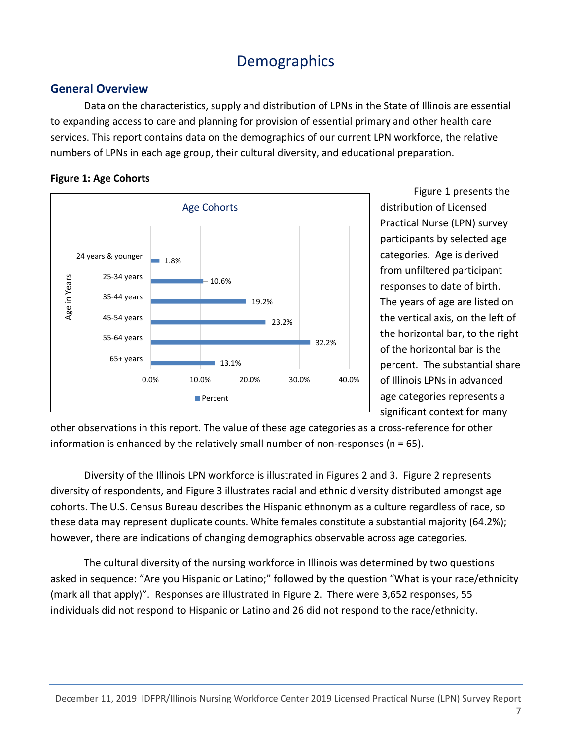# Demographics

## General Overview

Data on the characteristics, supply and distribution of LPNs in the State of Illinois are essential to expanding access to care and planning for provision of essential primary and other health care services. This report contains data on the demographics of our current LPN workforce, the relative numbers of LPNs in each age group, their cultural diversity, and educational preparation.

**Figure 1: Age Cohorts**

| Age in Years | Percent |
|---|---|
| 24 years & younger | 1.8% |
| 25-34 years | 10.6% |
| 35-44 years | 19.2% |
| 45-54 years | 23.2% |
| 55-64 years | 32.2% |
| 65+ years | 13.1% |

Figure 1 presents the distribution of Licensed Practical Nurse (LPN) survey participants by selected age categories. Age is derived from unfiltered participant responses to date of birth. The years of age are listed on the vertical axis, on the left of the horizontal bar, to the right of the horizontal bar is the percent. The substantial share of Illinois LPNs in advanced age categories represents a significant context for many other observations in this report. The value of these age categories as a cross-reference for other information is enhanced by the relatively small number of non-responses (n = 65).

Diversity of the Illinois LPN workforce is illustrated in Figures 2 and 3. Figure 2 represents diversity of respondents, and Figure 3 illustrates racial and ethnic diversity distributed amongst age cohorts. The U.S. Census Bureau describes the Hispanic ethnonym as a culture regardless of race, so these data may represent duplicate counts. White females constitute a substantial majority (64.2%); however, there are indications of changing demographics observable across age categories.

The cultural diversity of the nursing workforce in Illinois was determined by two questions asked in sequence: "Are you Hispanic or Latino;" followed by the question "What is your race/ethnicity (mark all that apply)". Responses are illustrated in Figure 2. There were 3,652 responses, 55 individuals did not respond to Hispanic or Latino and 26 did not respond to the race/ethnicity.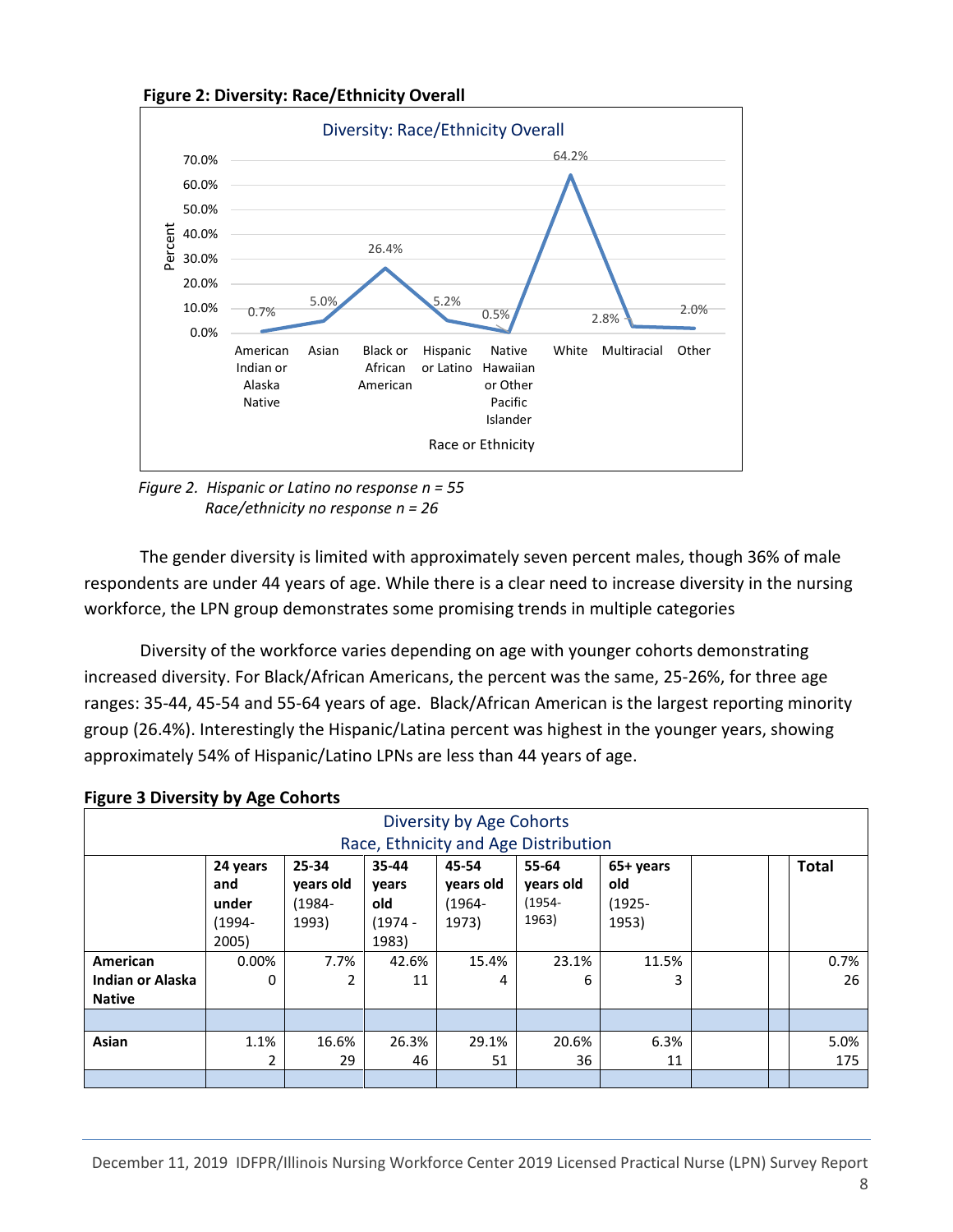**Figure 2: Diversity: Race/Ethnicity Overall**

*Figure 2. Hispanic or Latino no response n = 55*
*Race/ethnicity no response n = 26*

The gender diversity is limited with approximately seven percent males, though 36% of male respondents are under 44 years of age. While there is a clear need to increase diversity in the nursing workforce, the LPN group demonstrates some promising trends in multiple categories

Diversity of the workforce varies depending on age with younger cohorts demonstrating increased diversity. For Black/African Americans, the percent was the same, 25-26%, for three age ranges: 35-44, 45-54 and 55-64 years of age. Black/African American is the largest reporting minority group (26.4%). Interestingly the Hispanic/Latina percent was highest in the younger years, showing approximately 54% of Hispanic/Latino LPNs are less than 44 years of age.

**Figure 3 Diversity by Age Cohorts**

Diversity by Age Cohorts
Race, Ethnicity and Age Distribution

| | 24 years and under (1994-2005) | 25-34 years old (1984-1993) | 35-44 years old (1974 - 1983) | 45-54 years old (1964-1973) | 55-64 years old (1954-1963) | 65+ years old (1925-1953) | | | Total |
|---|---|---|---|---|---|---|---|---|---|
| **American Indian or Alaska Native** | 0.00%<br>0 | 7.7%<br>2 | 42.6%<br>11 | 15.4%<br>4 | 23.1%<br>6 | 11.5%<br>3 | | | 0.7%<br>26 |
| | | | | | | | | | |
| **Asian** | 1.1%<br>2 | 16.6%<br>29 | 26.3%<br>46 | 29.1%<br>51 | 20.6%<br>36 | 6.3%<br>11 | | | 5.0%<br>175 |
| | | | | | | | | | |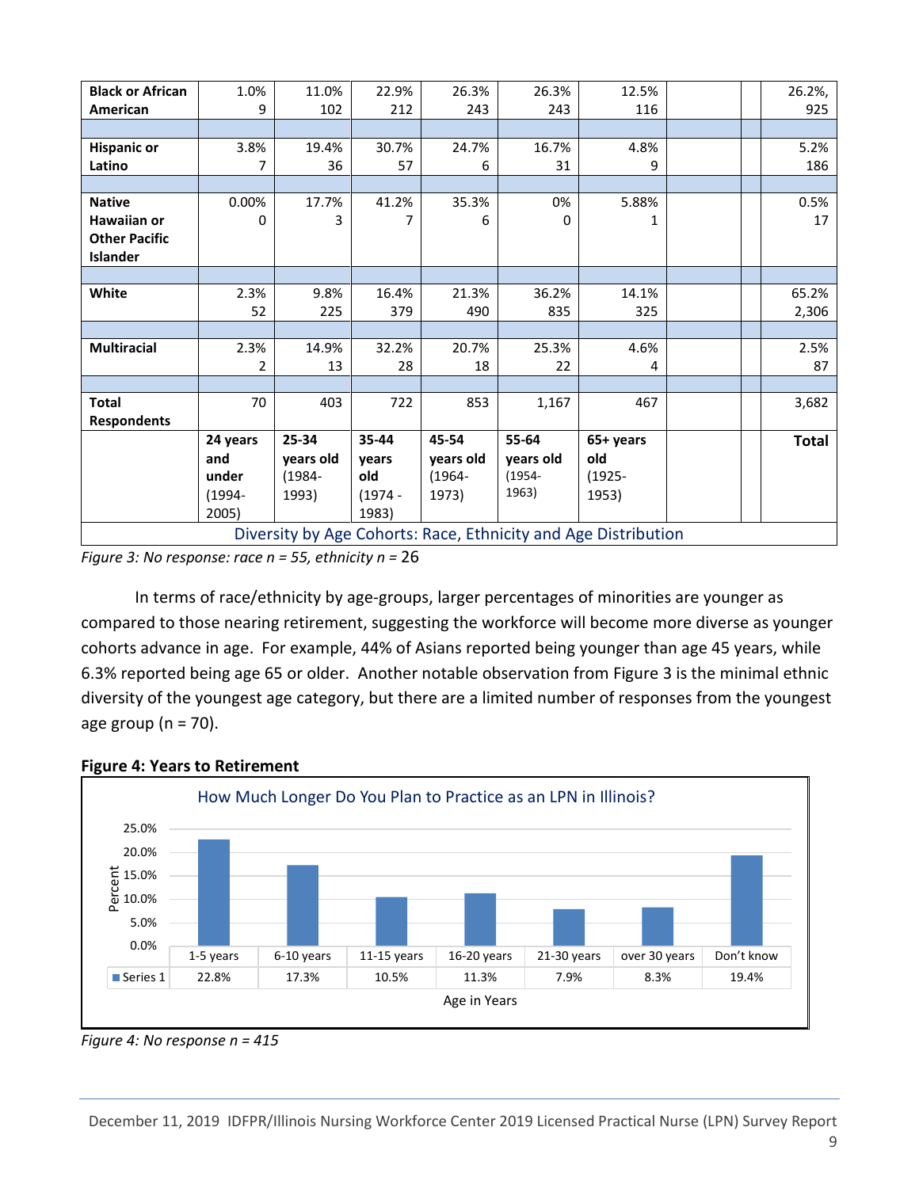| | 24 years and under (1994-2005) | 25-34 years old (1984-1993) | 35-44 years old (1974 - 1983) | 45-54 years old (1964-1973) | 55-64 years old (1954-1963) | 65+ years old (1925-1953) | | | Total |
|---|---|---|---|---|---|---|---|---|---|
| **Black or African American** | 1.0% 9 | 11.0% 102 | 22.9% 212 | 26.3% 243 | 26.3% 243 | 12.5% 116 | | | 26.2%, 925 |
| | | | | | | | | | |
| **Hispanic or Latino** | 3.8% 7 | 19.4% 36 | 30.7% 57 | 24.7% 6 | 16.7% 31 | 4.8% 9 | | | 5.2% 186 |
| | | | | | | | | | |
| **Native Hawaiian or Other Pacific Islander** | 0.00% 0 | 17.7% 3 | 41.2% 7 | 35.3% 6 | 0% 0 | 5.88% 1 | | | 0.5% 17 |
| | | | | | | | | | |
| **White** | 2.3% 52 | 9.8% 225 | 16.4% 379 | 21.3% 490 | 36.2% 835 | 14.1% 325 | | | 65.2% 2,306 |
| | | | | | | | | | |
| **Multiracial** | 2.3% 2 | 14.9% 13 | 32.2% 28 | 20.7% 18 | 25.3% 22 | 4.6% 4 | | | 2.5% 87 |
| | | | | | | | | | |
| **Total Respondents** | 70 | 403 | 722 | 853 | 1,167 | 467 | | | 3,682 |

Diversity by Age Cohorts: Race, Ethnicity and Age Distribution

*Figure 3: No response: race n = 55, ethnicity n =* 26

In terms of race/ethnicity by age-groups, larger percentages of minorities are younger as compared to those nearing retirement, suggesting the workforce will become more diverse as younger cohorts advance in age. For example, 44% of Asians reported being younger than age 45 years, while 6.3% reported being age 65 or older. Another notable observation from Figure 3 is the minimal ethnic diversity of the youngest age category, but there are a limited number of responses from the youngest age group (n = 70).

**Figure 4: Years to Retirement**

How Much Longer Do You Plan to Practice as an LPN in Illinois?

| Age in Years | 1-5 years | 6-10 years | 11-15 years | 16-20 years | 21-30 years | over 30 years | Don't know |
|---|---|---|---|---|---|---|---|
| Series 1 | 22.8% | 17.3% | 10.5% | 11.3% | 7.9% | 8.3% | 19.4% |

*Figure 4: No response n = 415*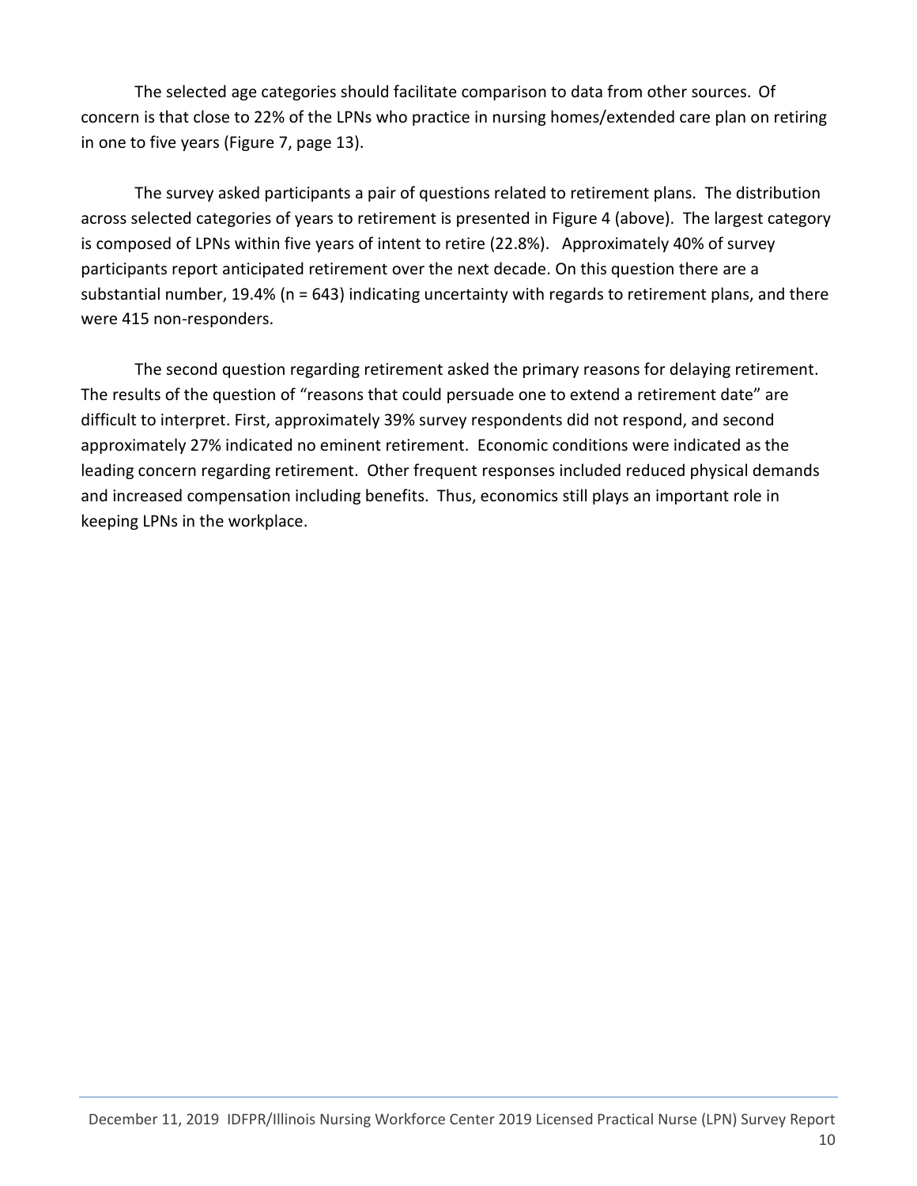The selected age categories should facilitate comparison to data from other sources. Of concern is that close to 22% of the LPNs who practice in nursing homes/extended care plan on retiring in one to five years (Figure 7, page 13).

The survey asked participants a pair of questions related to retirement plans. The distribution across selected categories of years to retirement is presented in Figure 4 (above). The largest category is composed of LPNs within five years of intent to retire (22.8%). Approximately 40% of survey participants report anticipated retirement over the next decade. On this question there are a substantial number, 19.4% (n = 643) indicating uncertainty with regards to retirement plans, and there were 415 non-responders.

The second question regarding retirement asked the primary reasons for delaying retirement. The results of the question of "reasons that could persuade one to extend a retirement date" are difficult to interpret. First, approximately 39% survey respondents did not respond, and second approximately 27% indicated no eminent retirement. Economic conditions were indicated as the leading concern regarding retirement. Other frequent responses included reduced physical demands and increased compensation including benefits. Thus, economics still plays an important role in keeping LPNs in the workplace.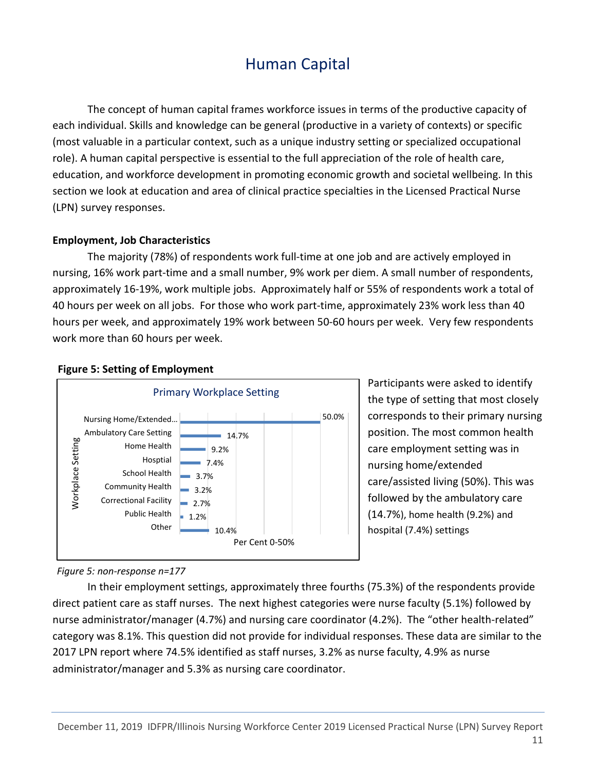# Human Capital

The concept of human capital frames workforce issues in terms of the productive capacity of each individual. Skills and knowledge can be general (productive in a variety of contexts) or specific (most valuable in a particular context, such as a unique industry setting or specialized occupational role). A human capital perspective is essential to the full appreciation of the role of health care, education, and workforce development in promoting economic growth and societal wellbeing. In this section we look at education and area of clinical practice specialties in the Licensed Practical Nurse (LPN) survey responses.

**Employment, Job Characteristics**

The majority (78%) of respondents work full-time at one job and are actively employed in nursing, 16% work part-time and a small number, 9% work per diem. A small number of respondents, approximately 16-19%, work multiple jobs. Approximately half or 55% of respondents work a total of 40 hours per week on all jobs. For those who work part-time, approximately 23% work less than 40 hours per week, and approximately 19% work between 50-60 hours per week. Very few respondents work more than 60 hours per week.

**Figure 5: Setting of Employment**

Primary Workplace Setting

| Workplace Setting | Per Cent 0-50% |
|---|---|
| Nursing Home/Extended… | 50.0% |
| Ambulatory Care Setting | 14.7% |
| Home Health | 9.2% |
| Hosptial | 7.4% |
| School Health | 3.7% |
| Community Health | 3.2% |
| Correctional Facility | 2.7% |
| Public Health | 1.2% |
| Other | 10.4% |

Participants were asked to identify the type of setting that most closely corresponds to their primary nursing position. The most common health care employment setting was in nursing home/extended care/assisted living (50%). This was followed by the ambulatory care (14.7%), home health (9.2%) and hospital (7.4%) settings

*Figure 5: non-response n=177*

In their employment settings, approximately three fourths (75.3%) of the respondents provide direct patient care as staff nurses. The next highest categories were nurse faculty (5.1%) followed by nurse administrator/manager (4.7%) and nursing care coordinator (4.2%). The "other health-related" category was 8.1%. This question did not provide for individual responses. These data are similar to the 2017 LPN report where 74.5% identified as staff nurses, 3.2% as nurse faculty, 4.9% as nurse administrator/manager and 5.3% as nursing care coordinator.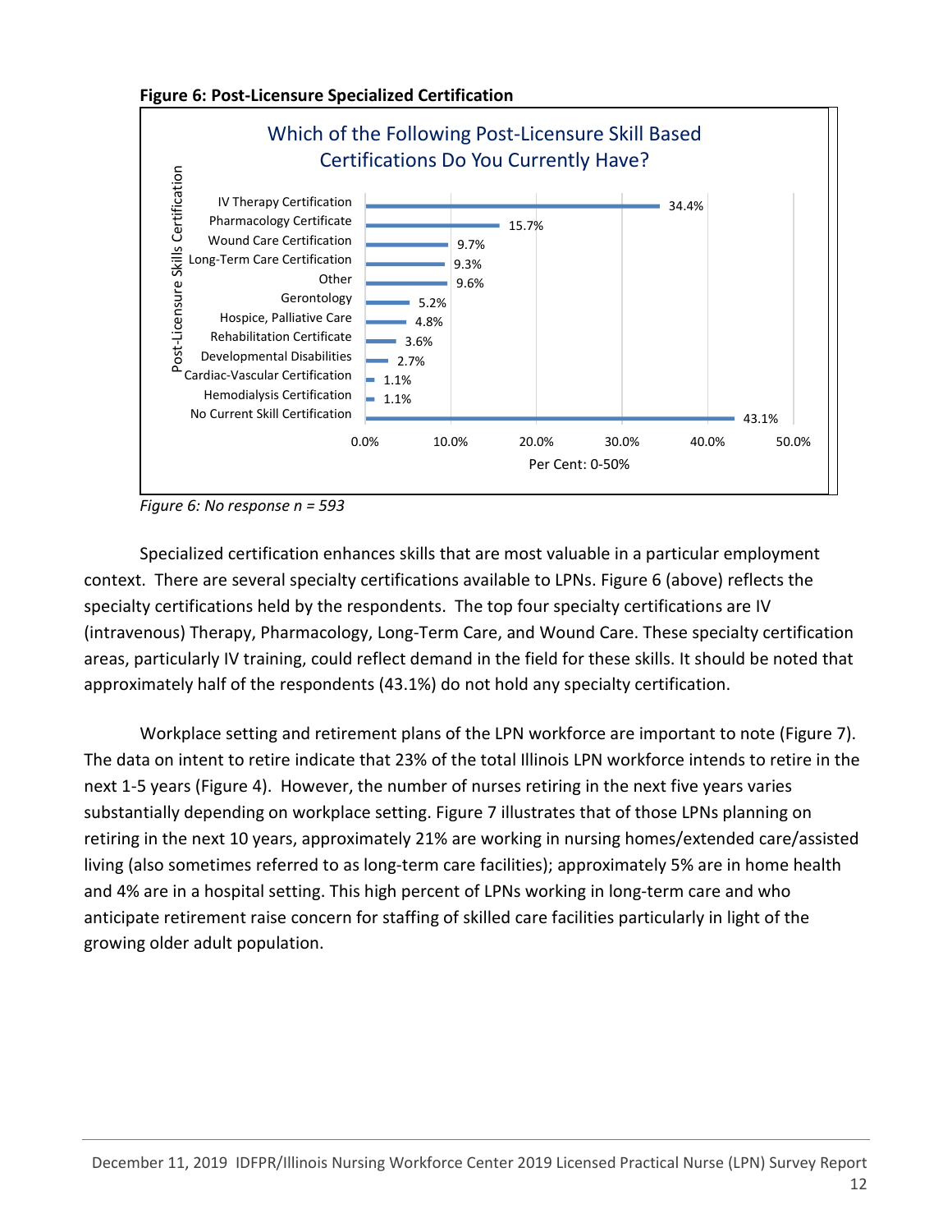**Figure 6: Post-Licensure Specialized Certification**

Which of the Following Post-Licensure Skill Based Certifications Do You Currently Have?

| Post-Licensure Skills Certification | Per Cent |
|---|---|
| IV Therapy Certification | 34.4% |
| Pharmacology Certificate | 15.7% |
| Wound Care Certification | 9.7% |
| Long-Term Care Certification | 9.3% |
| Other | 9.6% |
| Gerontology | 5.2% |
| Hospice, Palliative Care | 4.8% |
| Rehabilitation Certificate | 3.6% |
| Developmental Disabilities | 2.7% |
| Cardiac-Vascular Certification | 1.1% |
| Hemodialysis Certification | 1.1% |
| No Current Skill Certification | 43.1% |

Per Cent: 0-50%

*Figure 6: No response n = 593*

Specialized certification enhances skills that are most valuable in a particular employment context. There are several specialty certifications available to LPNs. Figure 6 (above) reflects the specialty certifications held by the respondents. The top four specialty certifications are IV (intravenous) Therapy, Pharmacology, Long-Term Care, and Wound Care. These specialty certification areas, particularly IV training, could reflect demand in the field for these skills. It should be noted that approximately half of the respondents (43.1%) do not hold any specialty certification.

Workplace setting and retirement plans of the LPN workforce are important to note (Figure 7). The data on intent to retire indicate that 23% of the total Illinois LPN workforce intends to retire in the next 1-5 years (Figure 4). However, the number of nurses retiring in the next five years varies substantially depending on workplace setting. Figure 7 illustrates that of those LPNs planning on retiring in the next 10 years, approximately 21% are working in nursing homes/extended care/assisted living (also sometimes referred to as long-term care facilities); approximately 5% are in home health and 4% are in a hospital setting. This high percent of LPNs working in long-term care and who anticipate retirement raise concern for staffing of skilled care facilities particularly in light of the growing older adult population.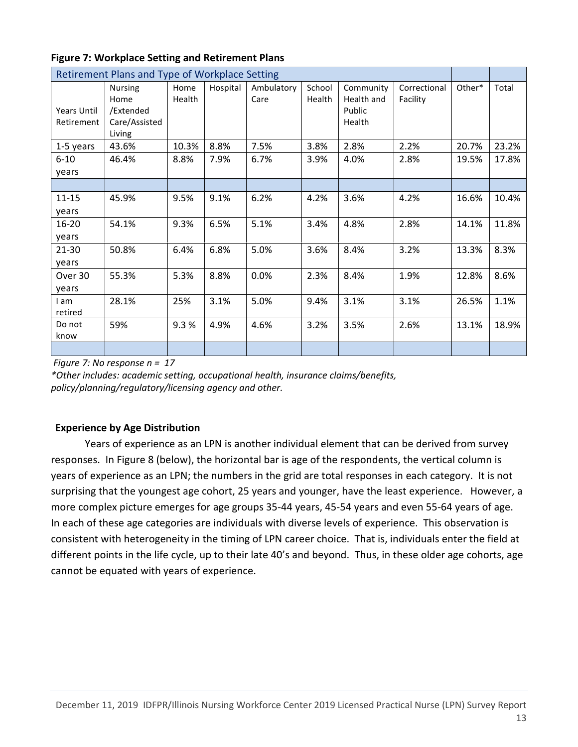**Figure 7: Workplace Setting and Retirement Plans**

| Retirement Plans and Type of Workplace Setting | | | | | | | | | |
|---|---|---|---|---|---|---|---|---|---|
| Years Until Retirement | Nursing Home /Extended Care/Assisted Living | Home Health | Hospital | Ambulatory Care | School Health | Community Health and Public Health | Correctional Facility | Other* | Total |
| 1-5 years | 43.6% | 10.3% | 8.8% | 7.5% | 3.8% | 2.8% | 2.2% | 20.7% | 23.2% |
| 6-10 years | 46.4% | 8.8% | 7.9% | 6.7% | 3.9% | 4.0% | 2.8% | 19.5% | 17.8% |
| | | | | | | | | | |
| 11-15 years | 45.9% | 9.5% | 9.1% | 6.2% | 4.2% | 3.6% | 4.2% | 16.6% | 10.4% |
| 16-20 years | 54.1% | 9.3% | 6.5% | 5.1% | 3.4% | 4.8% | 2.8% | 14.1% | 11.8% |
| 21-30 years | 50.8% | 6.4% | 6.8% | 5.0% | 3.6% | 8.4% | 3.2% | 13.3% | 8.3% |
| Over 30 years | 55.3% | 5.3% | 8.8% | 0.0% | 2.3% | 8.4% | 1.9% | 12.8% | 8.6% |
| I am retired | 28.1% | 25% | 3.1% | 5.0% | 9.4% | 3.1% | 3.1% | 26.5% | 1.1% |
| Do not know | 59% | 9.3 % | 4.9% | 4.6% | 3.2% | 3.5% | 2.6% | 13.1% | 18.9% |
| | | | | | | | | | |

*Figure 7: No response n = 17*

*\*Other includes: academic setting, occupational health, insurance claims/benefits, policy/planning/regulatory/licensing agency and other.*

**Experience by Age Distribution**

Years of experience as an LPN is another individual element that can be derived from survey responses. In Figure 8 (below), the horizontal bar is age of the respondents, the vertical column is years of experience as an LPN; the numbers in the grid are total responses in each category. It is not surprising that the youngest age cohort, 25 years and younger, have the least experience. However, a more complex picture emerges for age groups 35-44 years, 45-54 years and even 55-64 years of age. In each of these age categories are individuals with diverse levels of experience. This observation is consistent with heterogeneity in the timing of LPN career choice. That is, individuals enter the field at different points in the life cycle, up to their late 40's and beyond. Thus, in these older age cohorts, age cannot be equated with years of experience.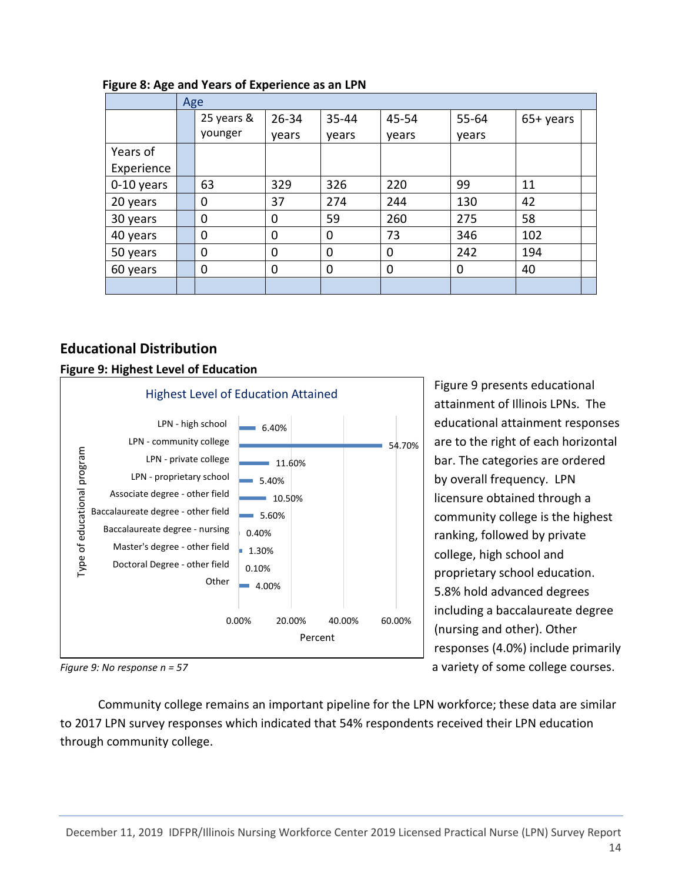**Figure 8: Age and Years of Experience as an LPN**

| | Age | | | | | |
|---|---|---|---|---|---|---|
| | 25 years & younger | 26-34 years | 35-44 years | 45-54 years | 55-64 years | 65+ years |
| Years of Experience | | | | | | |
| 0-10 years | 63 | 329 | 326 | 220 | 99 | 11 |
| 20 years | 0 | 37 | 274 | 244 | 130 | 42 |
| 30 years | 0 | 0 | 59 | 260 | 275 | 58 |
| 40 years | 0 | 0 | 0 | 73 | 346 | 102 |
| 50 years | 0 | 0 | 0 | 0 | 242 | 194 |
| 60 years | 0 | 0 | 0 | 0 | 0 | 40 |

## Educational Distribution

**Figure 9: Highest Level of Education**

Highest Level of Education Attained

| Type of educational program | Percent |
|---|---|
| LPN - high school | 6.40% |
| LPN - community college | 54.70% |
| LPN - private college | 11.60% |
| LPN - proprietary school | 5.40% |
| Associate degree - other field | 10.50% |
| Baccalaureate degree - other field | 5.60% |
| Baccalaureate degree - nursing | 0.40% |
| Master's degree - other field | 1.30% |
| Doctoral Degree - other field | 0.10% |
| Other | 4.00% |

*Figure 9: No response n = 57*

Figure 9 presents educational attainment of Illinois LPNs. The educational attainment responses are to the right of each horizontal bar. The categories are ordered by overall frequency. LPN licensure obtained through a community college is the highest ranking, followed by private college, high school and proprietary school education. 5.8% hold advanced degrees including a baccalaureate degree (nursing and other). Other responses (4.0%) include primarily a variety of some college courses.

Community college remains an important pipeline for the LPN workforce; these data are similar to 2017 LPN survey responses which indicated that 54% respondents received their LPN education through community college.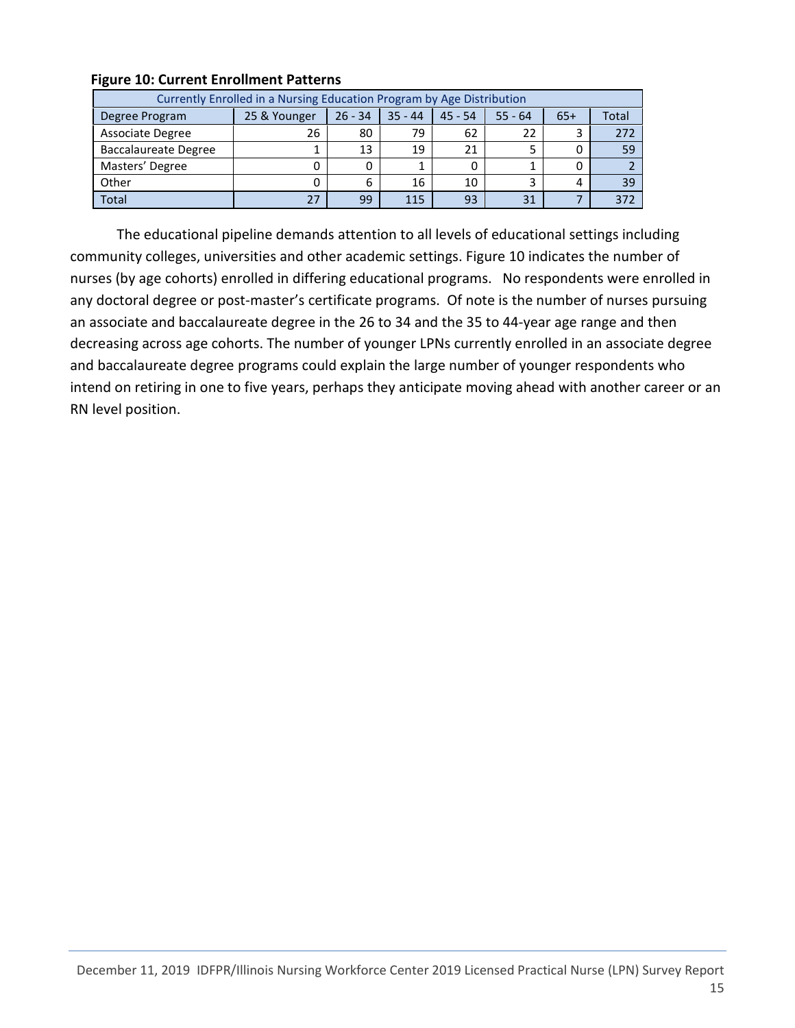**Figure 10: Current Enrollment Patterns**

| Currently Enrolled in a Nursing Education Program by Age Distribution | | | | | | | |
|---|---|---|---|---|---|---|---|
| Degree Program | 25 & Younger | 26 - 34 | 35 - 44 | 45 - 54 | 55 - 64 | 65+ | Total |
| Associate Degree | 26 | 80 | 79 | 62 | 22 | 3 | 272 |
| Baccalaureate Degree | 1 | 13 | 19 | 21 | 5 | 0 | 59 |
| Masters' Degree | 0 | 0 | 1 | 0 | 1 | 0 | 2 |
| Other | 0 | 6 | 16 | 10 | 3 | 4 | 39 |
| Total | 27 | 99 | 115 | 93 | 31 | 7 | 372 |

The educational pipeline demands attention to all levels of educational settings including community colleges, universities and other academic settings. Figure 10 indicates the number of nurses (by age cohorts) enrolled in differing educational programs. No respondents were enrolled in any doctoral degree or post-master's certificate programs. Of note is the number of nurses pursuing an associate and baccalaureate degree in the 26 to 34 and the 35 to 44-year age range and then decreasing across age cohorts. The number of younger LPNs currently enrolled in an associate degree and baccalaureate degree programs could explain the large number of younger respondents who intend on retiring in one to five years, perhaps they anticipate moving ahead with another career or an RN level position.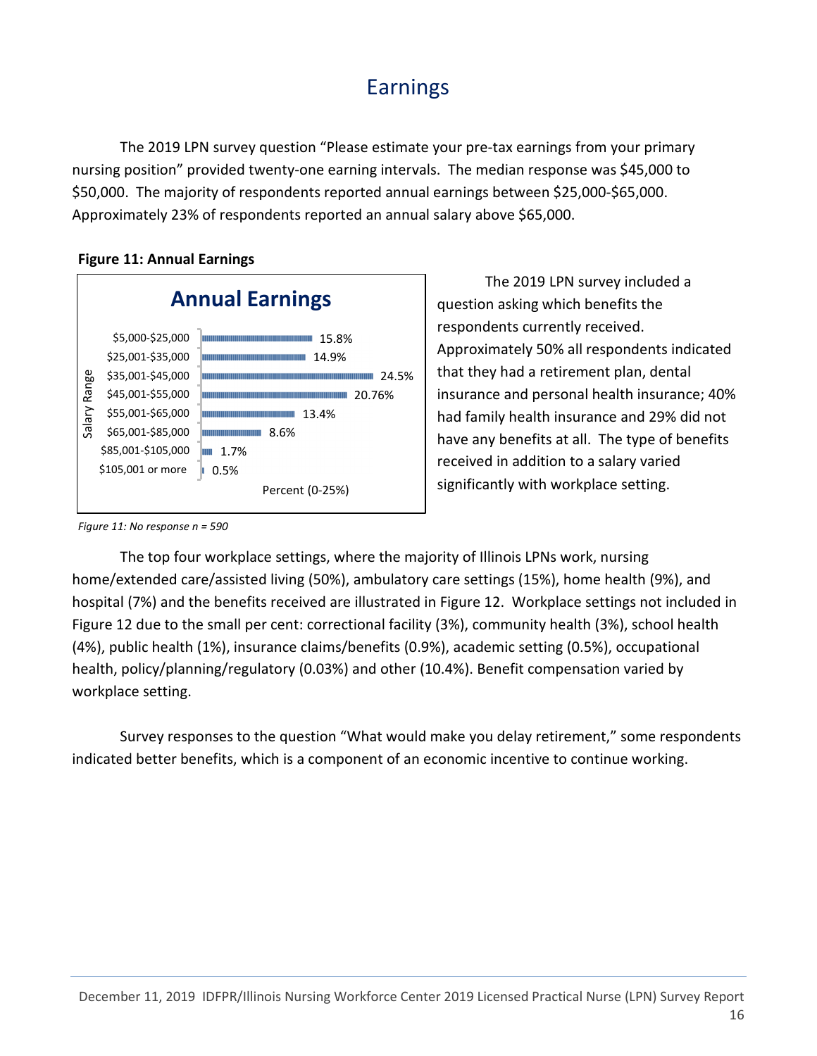# Earnings

The 2019 LPN survey question "Please estimate your pre-tax earnings from your primary nursing position" provided twenty-one earning intervals. The median response was $45,000 to $50,000. The majority of respondents reported annual earnings between $25,000-$65,000. Approximately 23% of respondents reported an annual salary above $65,000.

**Figure 11: Annual Earnings**

**Annual Earnings**

| Salary Range | Percent (0-25%) |
|---|---|
| $5,000-$25,000 | 15.8% |
| $25,001-$35,000 | 14.9% |
| $35,001-$45,000 | 24.5% |
| $45,001-$55,000 | 20.76% |
| $55,001-$65,000 | 13.4% |
| $65,001-$85,000 | 8.6% |
| $85,001-$105,000 | 1.7% |
| $105,001 or more | 0.5% |

*Figure 11: No response n = 590*

The 2019 LPN survey included a question asking which benefits the respondents currently received. Approximately 50% all respondents indicated that they had a retirement plan, dental insurance and personal health insurance; 40% had family health insurance and 29% did not have any benefits at all. The type of benefits received in addition to a salary varied significantly with workplace setting.

The top four workplace settings, where the majority of Illinois LPNs work, nursing home/extended care/assisted living (50%), ambulatory care settings (15%), home health (9%), and hospital (7%) and the benefits received are illustrated in Figure 12. Workplace settings not included in Figure 12 due to the small per cent: correctional facility (3%), community health (3%), school health (4%), public health (1%), insurance claims/benefits (0.9%), academic setting (0.5%), occupational health, policy/planning/regulatory (0.03%) and other (10.4%). Benefit compensation varied by workplace setting.

Survey responses to the question "What would make you delay retirement," some respondents indicated better benefits, which is a component of an economic incentive to continue working.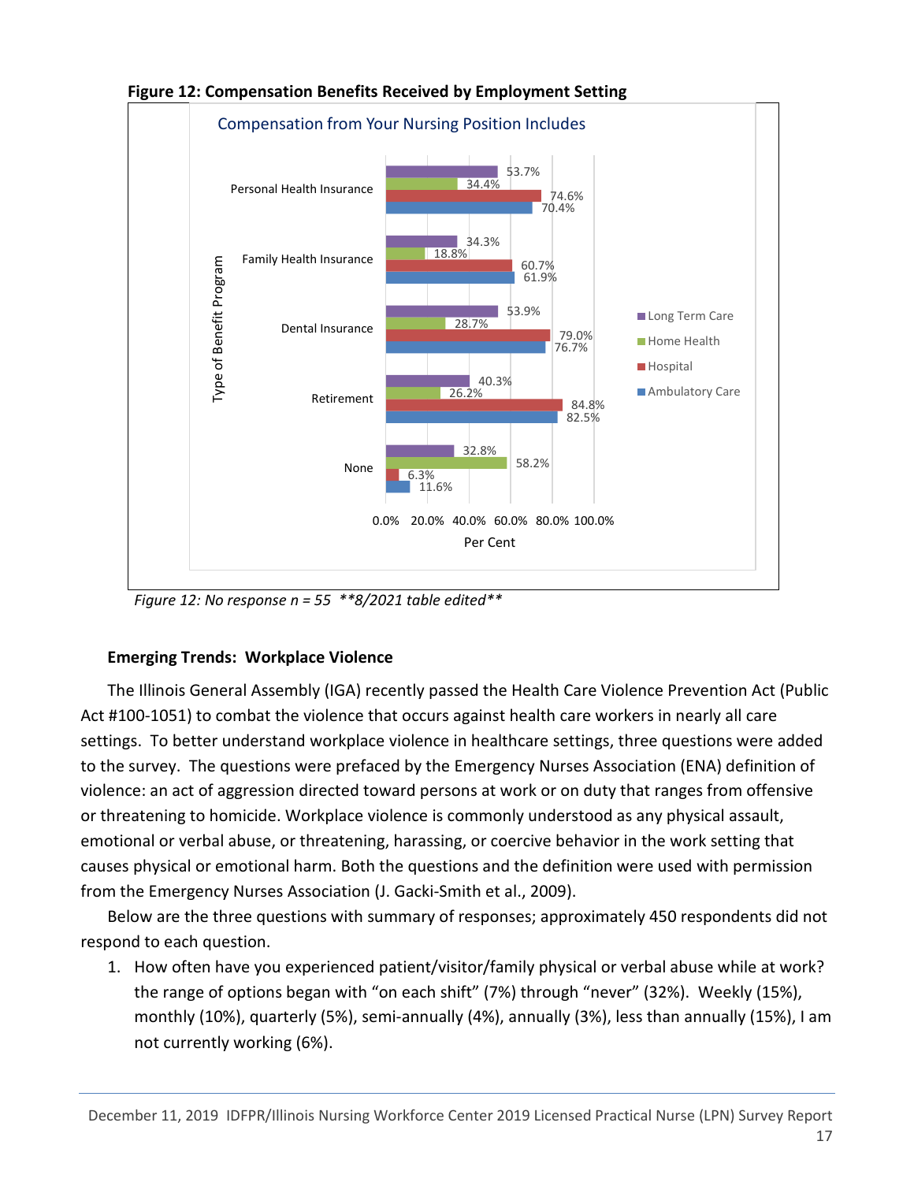**Figure 12: Compensation Benefits Received by Employment Setting**

Compensation from Your Nursing Position Includes

| Type of Benefit Program | Long Term Care | Home Health | Hospital | Ambulatory Care |
|---|---|---|---|---|
| Personal Health Insurance | 53.7% | 34.4% | 74.6% | 70.4% |
| Family Health Insurance | 34.3% | 18.8% | 60.7% | 61.9% |
| Dental Insurance | 53.9% | 28.7% | 79.0% | 76.7% |
| Retirement | 40.3% | 26.2% | 84.8% | 82.5% |
| None | 32.8% | 58.2% | 6.3% | 11.6% |

*Figure 12: No response n = 55 **8/2021 table edited***

### Emerging Trends: Workplace Violence

The Illinois General Assembly (IGA) recently passed the Health Care Violence Prevention Act (Public Act #100-1051) to combat the violence that occurs against health care workers in nearly all care settings. To better understand workplace violence in healthcare settings, three questions were added to the survey. The questions were prefaced by the Emergency Nurses Association (ENA) definition of violence: an act of aggression directed toward persons at work or on duty that ranges from offensive or threatening to homicide. Workplace violence is commonly understood as any physical assault, emotional or verbal abuse, or threatening, harassing, or coercive behavior in the work setting that causes physical or emotional harm. Both the questions and the definition were used with permission from the Emergency Nurses Association (J. Gacki-Smith et al., 2009).

Below are the three questions with summary of responses; approximately 450 respondents did not respond to each question.

1. How often have you experienced patient/visitor/family physical or verbal abuse while at work? the range of options began with "on each shift" (7%) through "never" (32%). Weekly (15%), monthly (10%), quarterly (5%), semi-annually (4%), annually (3%), less than annually (15%), I am not currently working (6%).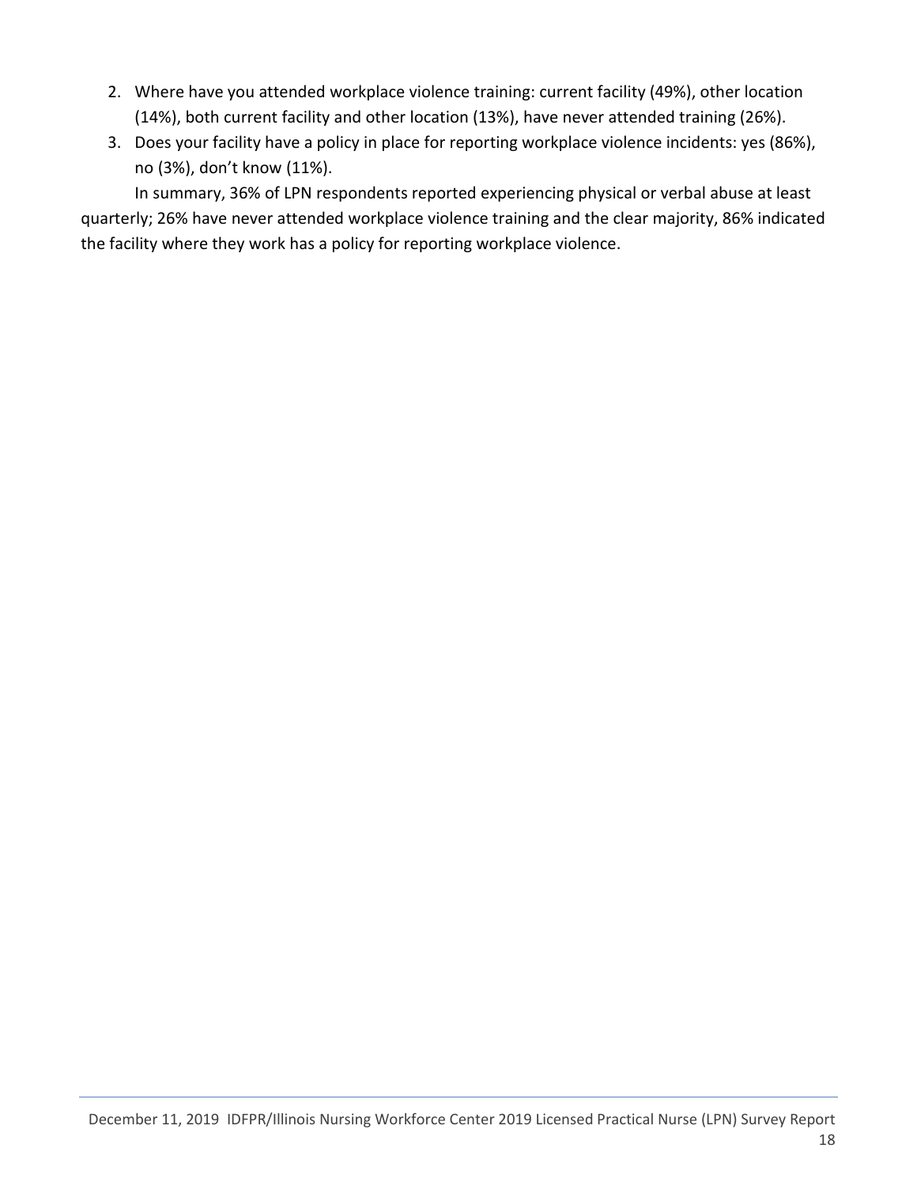2. Where have you attended workplace violence training: current facility (49%), other location (14%), both current facility and other location (13%), have never attended training (26%).
3. Does your facility have a policy in place for reporting workplace violence incidents: yes (86%), no (3%), don't know (11%).

In summary, 36% of LPN respondents reported experiencing physical or verbal abuse at least quarterly; 26% have never attended workplace violence training and the clear majority, 86% indicated the facility where they work has a policy for reporting workplace violence.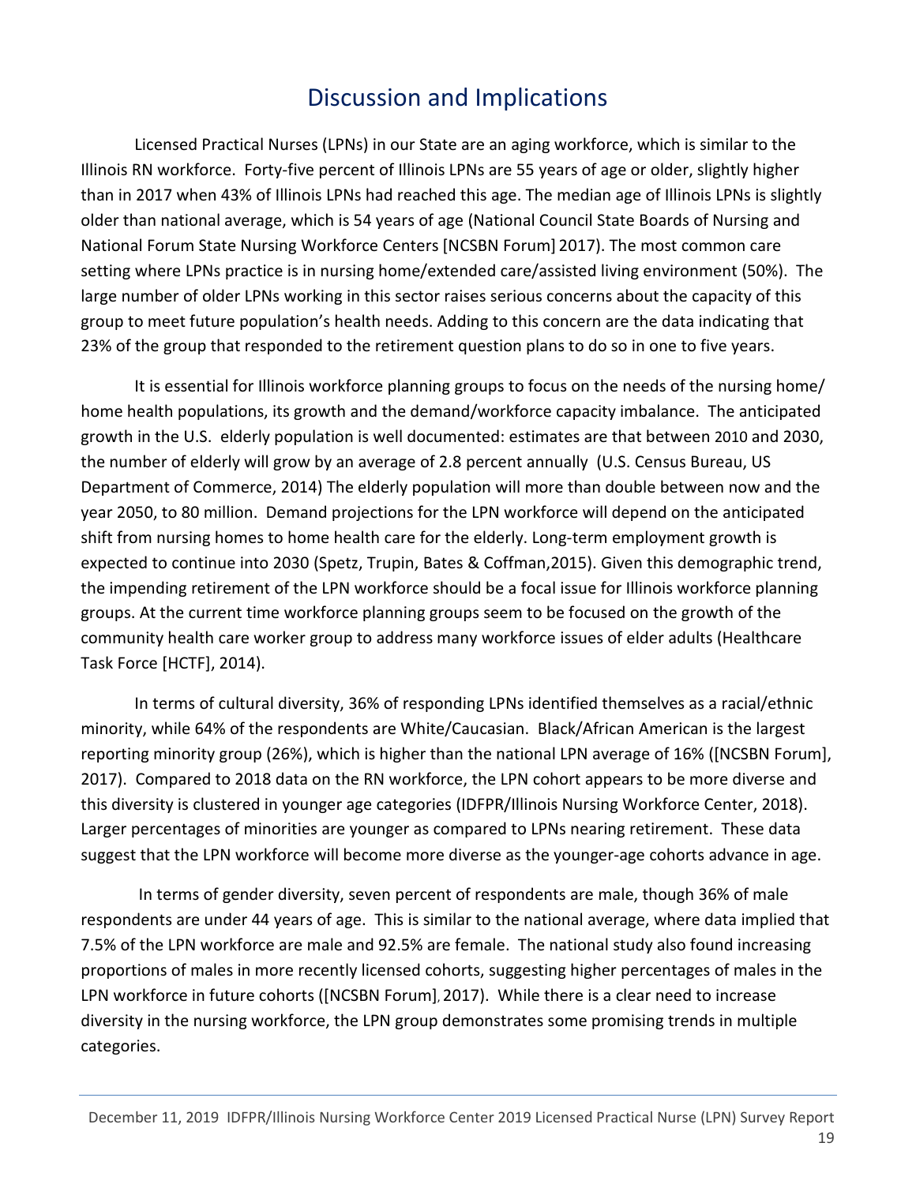## Discussion and Implications

Licensed Practical Nurses (LPNs) in our State are an aging workforce, which is similar to the Illinois RN workforce. Forty-five percent of Illinois LPNs are 55 years of age or older, slightly higher than in 2017 when 43% of Illinois LPNs had reached this age. The median age of Illinois LPNs is slightly older than national average, which is 54 years of age (National Council State Boards of Nursing and National Forum State Nursing Workforce Centers [NCSBN Forum] 2017). The most common care setting where LPNs practice is in nursing home/extended care/assisted living environment (50%). The large number of older LPNs working in this sector raises serious concerns about the capacity of this group to meet future population's health needs. Adding to this concern are the data indicating that 23% of the group that responded to the retirement question plans to do so in one to five years.

It is essential for Illinois workforce planning groups to focus on the needs of the nursing home/ home health populations, its growth and the demand/workforce capacity imbalance. The anticipated growth in the U.S. elderly population is well documented: estimates are that between 2010 and 2030, the number of elderly will grow by an average of 2.8 percent annually (U.S. Census Bureau, US Department of Commerce, 2014) The elderly population will more than double between now and the year 2050, to 80 million. Demand projections for the LPN workforce will depend on the anticipated shift from nursing homes to home health care for the elderly. Long-term employment growth is expected to continue into 2030 (Spetz, Trupin, Bates & Coffman,2015). Given this demographic trend, the impending retirement of the LPN workforce should be a focal issue for Illinois workforce planning groups. At the current time workforce planning groups seem to be focused on the growth of the community health care worker group to address many workforce issues of elder adults (Healthcare Task Force [HCTF], 2014).

In terms of cultural diversity, 36% of responding LPNs identified themselves as a racial/ethnic minority, while 64% of the respondents are White/Caucasian. Black/African American is the largest reporting minority group (26%), which is higher than the national LPN average of 16% ([NCSBN Forum], 2017). Compared to 2018 data on the RN workforce, the LPN cohort appears to be more diverse and this diversity is clustered in younger age categories (IDFPR/Illinois Nursing Workforce Center, 2018). Larger percentages of minorities are younger as compared to LPNs nearing retirement. These data suggest that the LPN workforce will become more diverse as the younger-age cohorts advance in age.

In terms of gender diversity, seven percent of respondents are male, though 36% of male respondents are under 44 years of age. This is similar to the national average, where data implied that 7.5% of the LPN workforce are male and 92.5% are female. The national study also found increasing proportions of males in more recently licensed cohorts, suggesting higher percentages of males in the LPN workforce in future cohorts ([NCSBN Forum], 2017). While there is a clear need to increase diversity in the nursing workforce, the LPN group demonstrates some promising trends in multiple categories.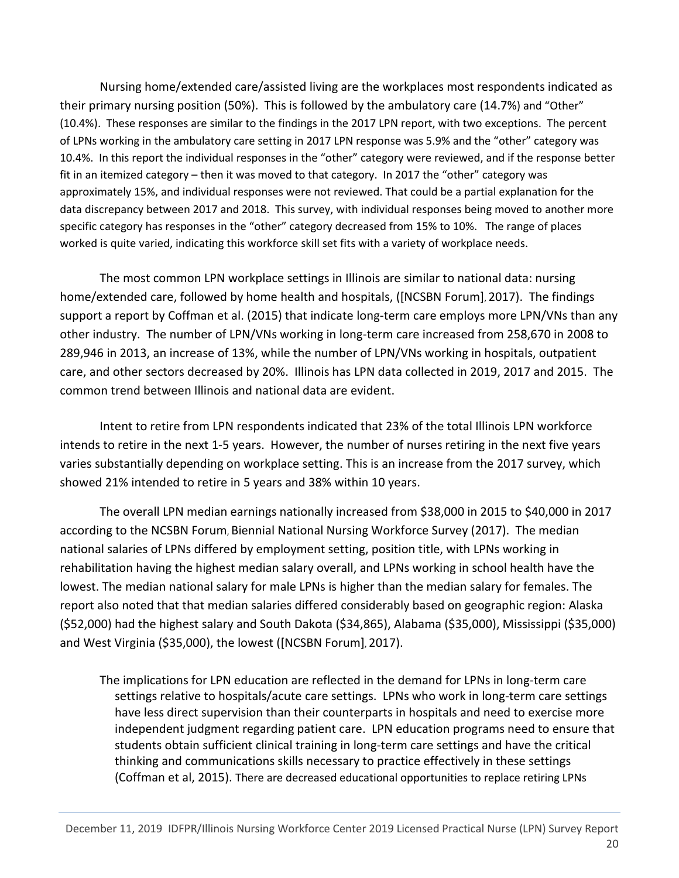Nursing home/extended care/assisted living are the workplaces most respondents indicated as their primary nursing position (50%). This is followed by the ambulatory care (14.7%) and "Other" (10.4%). These responses are similar to the findings in the 2017 LPN report, with two exceptions. The percent of LPNs working in the ambulatory care setting in 2017 LPN response was 5.9% and the "other" category was 10.4%. In this report the individual responses in the "other" category were reviewed, and if the response better fit in an itemized category – then it was moved to that category. In 2017 the "other" category was approximately 15%, and individual responses were not reviewed. That could be a partial explanation for the data discrepancy between 2017 and 2018. This survey, with individual responses being moved to another more specific category has responses in the "other" category decreased from 15% to 10%. The range of places worked is quite varied, indicating this workforce skill set fits with a variety of workplace needs.

The most common LPN workplace settings in Illinois are similar to national data: nursing home/extended care, followed by home health and hospitals, ([NCSBN Forum], 2017). The findings support a report by Coffman et al. (2015) that indicate long-term care employs more LPN/VNs than any other industry. The number of LPN/VNs working in long-term care increased from 258,670 in 2008 to 289,946 in 2013, an increase of 13%, while the number of LPN/VNs working in hospitals, outpatient care, and other sectors decreased by 20%. Illinois has LPN data collected in 2019, 2017 and 2015. The common trend between Illinois and national data are evident.

Intent to retire from LPN respondents indicated that 23% of the total Illinois LPN workforce intends to retire in the next 1-5 years. However, the number of nurses retiring in the next five years varies substantially depending on workplace setting. This is an increase from the 2017 survey, which showed 21% intended to retire in 5 years and 38% within 10 years.

The overall LPN median earnings nationally increased from $38,000 in 2015 to $40,000 in 2017 according to the NCSBN Forum, Biennial National Nursing Workforce Survey (2017). The median national salaries of LPNs differed by employment setting, position title, with LPNs working in rehabilitation having the highest median salary overall, and LPNs working in school health have the lowest. The median national salary for male LPNs is higher than the median salary for females. The report also noted that that median salaries differed considerably based on geographic region: Alaska ($52,000) had the highest salary and South Dakota ($34,865), Alabama ($35,000), Mississippi ($35,000) and West Virginia ($35,000), the lowest ([NCSBN Forum], 2017).

The implications for LPN education are reflected in the demand for LPNs in long-term care settings relative to hospitals/acute care settings. LPNs who work in long-term care settings have less direct supervision than their counterparts in hospitals and need to exercise more independent judgment regarding patient care. LPN education programs need to ensure that students obtain sufficient clinical training in long-term care settings and have the critical thinking and communications skills necessary to practice effectively in these settings (Coffman et al, 2015). There are decreased educational opportunities to replace retiring LPNs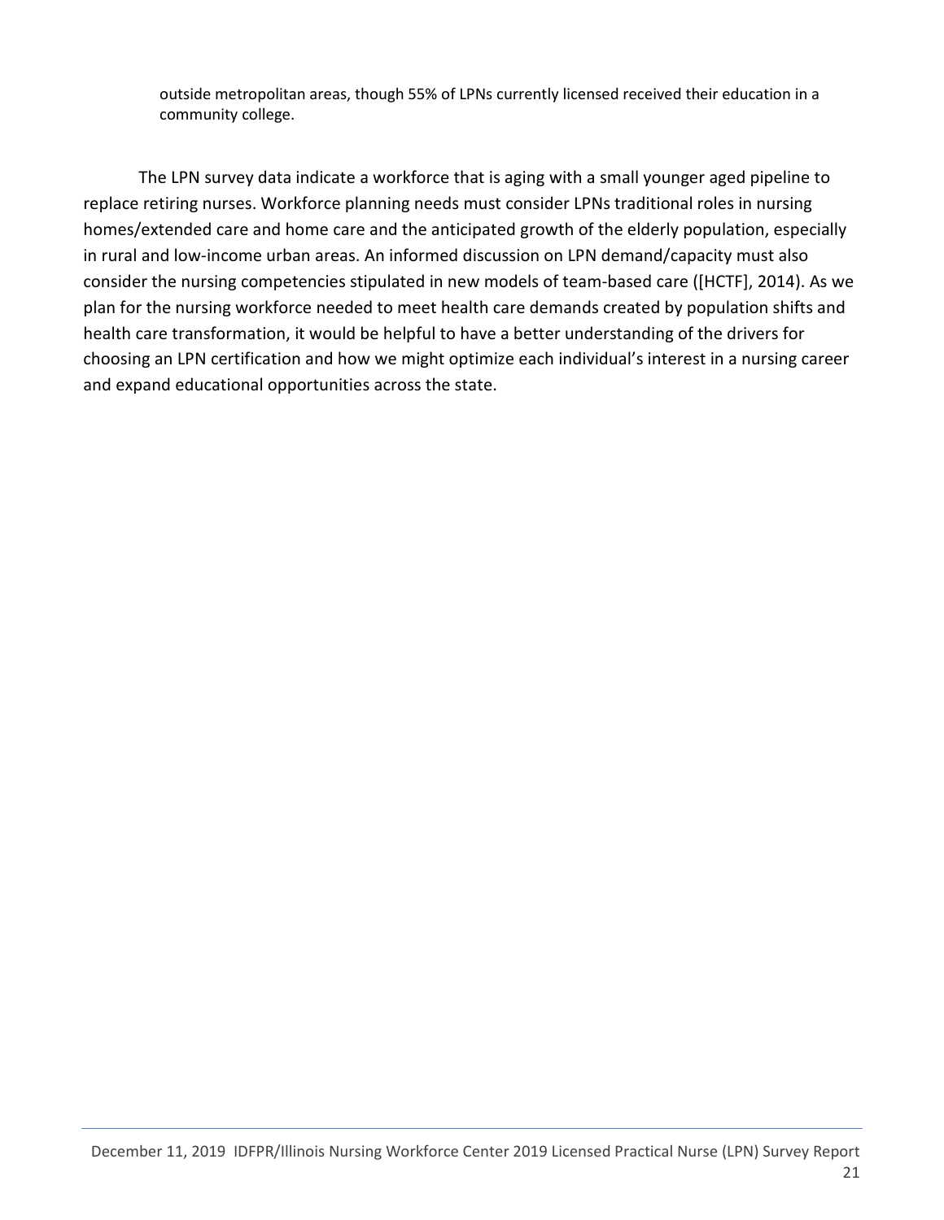outside metropolitan areas, though 55% of LPNs currently licensed received their education in a community college.

The LPN survey data indicate a workforce that is aging with a small younger aged pipeline to replace retiring nurses. Workforce planning needs must consider LPNs traditional roles in nursing homes/extended care and home care and the anticipated growth of the elderly population, especially in rural and low-income urban areas. An informed discussion on LPN demand/capacity must also consider the nursing competencies stipulated in new models of team-based care ([HCTF], 2014). As we plan for the nursing workforce needed to meet health care demands created by population shifts and health care transformation, it would be helpful to have a better understanding of the drivers for choosing an LPN certification and how we might optimize each individual's interest in a nursing career and expand educational opportunities across the state.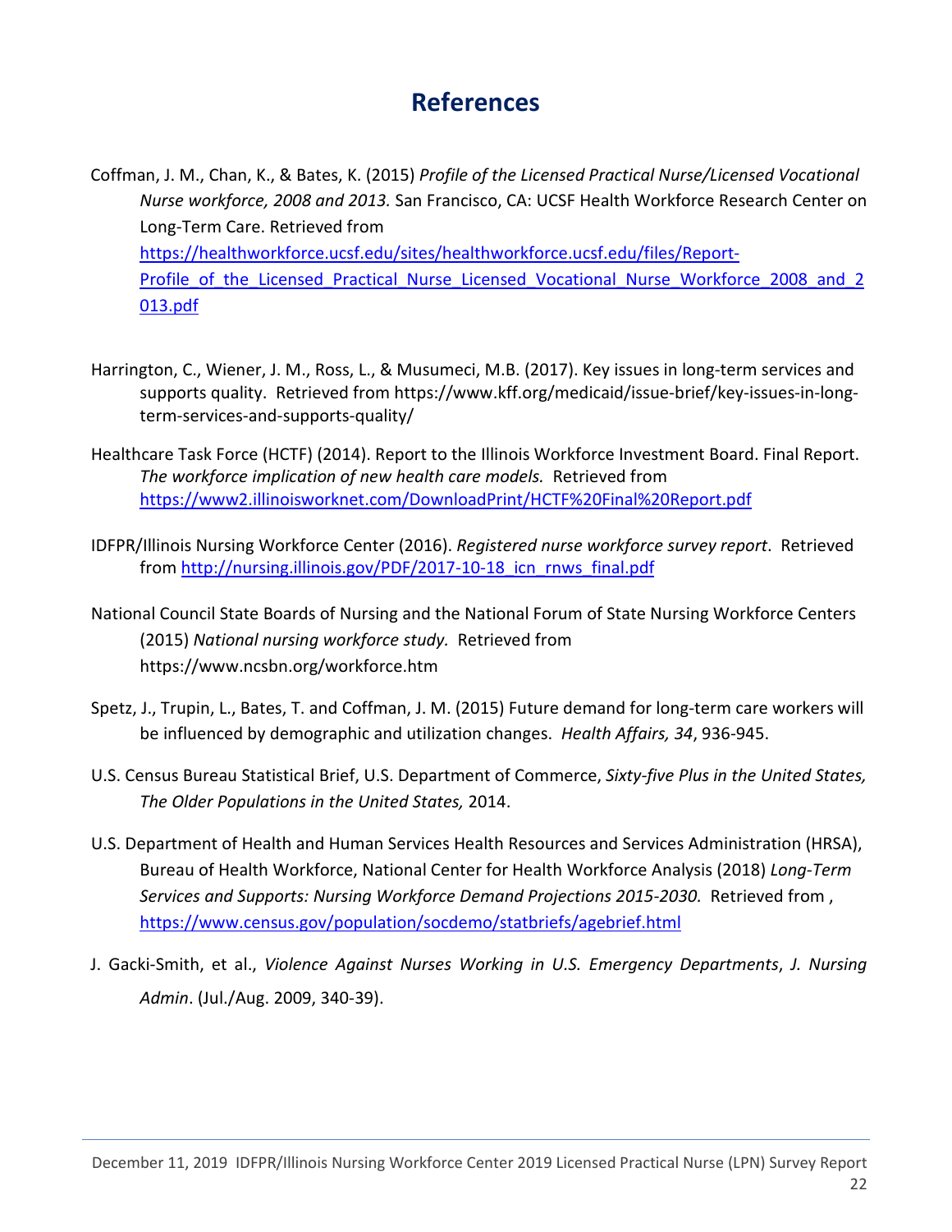# References

Coffman, J. M., Chan, K., & Bates, K. (2015) *Profile of the Licensed Practical Nurse/Licensed Vocational Nurse workforce, 2008 and 2013.* San Francisco, CA: UCSF Health Workforce Research Center on Long-Term Care. Retrieved from https://healthworkforce.ucsf.edu/sites/healthworkforce.ucsf.edu/files/Report-Profile_of_the_Licensed_Practical_Nurse_Licensed_Vocational_Nurse_Workforce_2008_and_2013.pdf

Harrington, C., Wiener, J. M., Ross, L., & Musumeci, M.B. (2017). Key issues in long-term services and supports quality. Retrieved from https://www.kff.org/medicaid/issue-brief/key-issues-in-long-term-services-and-supports-quality/

Healthcare Task Force (HCTF) (2014). Report to the Illinois Workforce Investment Board. Final Report. *The workforce implication of new health care models.* Retrieved from https://www2.illinoisworknet.com/DownloadPrint/HCTF%20Final%20Report.pdf

IDFPR/Illinois Nursing Workforce Center (2016). *Registered nurse workforce survey report*. Retrieved from http://nursing.illinois.gov/PDF/2017-10-18_icn_rnws_final.pdf

National Council State Boards of Nursing and the National Forum of State Nursing Workforce Centers (2015) *National nursing workforce study.* Retrieved from https://www.ncsbn.org/workforce.htm

Spetz, J., Trupin, L., Bates, T. and Coffman, J. M. (2015) Future demand for long-term care workers will be influenced by demographic and utilization changes. *Health Affairs, 34*, 936-945.

U.S. Census Bureau Statistical Brief, U.S. Department of Commerce, *Sixty-five Plus in the United States, The Older Populations in the United States,* 2014.

U.S. Department of Health and Human Services Health Resources and Services Administration (HRSA), Bureau of Health Workforce, National Center for Health Workforce Analysis (2018) *Long-Term Services and Supports: Nursing Workforce Demand Projections 2015-2030.* Retrieved from , https://www.census.gov/population/socdemo/statbriefs/agebrief.html

J. Gacki-Smith, et al., *Violence Against Nurses Working in U.S. Emergency Departments*, *J. Nursing Admin*. (Jul./Aug. 2009, 340-39).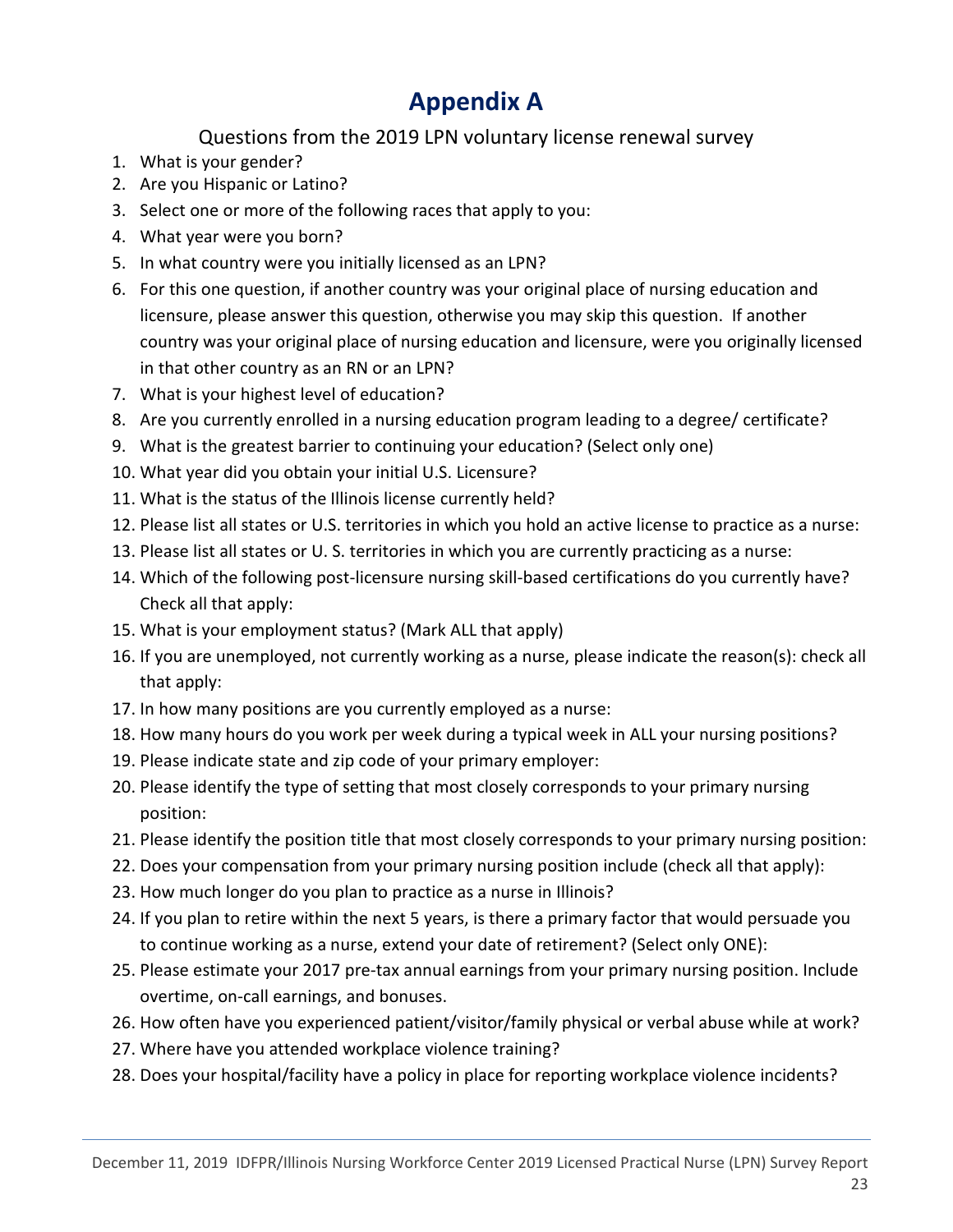# Appendix A

Questions from the 2019 LPN voluntary license renewal survey

1. What is your gender?
2. Are you Hispanic or Latino?
3. Select one or more of the following races that apply to you:
4. What year were you born?
5. In what country were you initially licensed as an LPN?
6. For this one question, if another country was your original place of nursing education and licensure, please answer this question, otherwise you may skip this question. If another country was your original place of nursing education and licensure, were you originally licensed in that other country as an RN or an LPN?
7. What is your highest level of education?
8. Are you currently enrolled in a nursing education program leading to a degree/ certificate?
9. What is the greatest barrier to continuing your education? (Select only one)
10. What year did you obtain your initial U.S. Licensure?
11. What is the status of the Illinois license currently held?
12. Please list all states or U.S. territories in which you hold an active license to practice as a nurse:
13. Please list all states or U. S. territories in which you are currently practicing as a nurse:
14. Which of the following post-licensure nursing skill-based certifications do you currently have? Check all that apply:
15. What is your employment status? (Mark ALL that apply)
16. If you are unemployed, not currently working as a nurse, please indicate the reason(s): check all that apply:
17. In how many positions are you currently employed as a nurse:
18. How many hours do you work per week during a typical week in ALL your nursing positions?
19. Please indicate state and zip code of your primary employer:
20. Please identify the type of setting that most closely corresponds to your primary nursing position:
21. Please identify the position title that most closely corresponds to your primary nursing position:
22. Does your compensation from your primary nursing position include (check all that apply):
23. How much longer do you plan to practice as a nurse in Illinois?
24. If you plan to retire within the next 5 years, is there a primary factor that would persuade you to continue working as a nurse, extend your date of retirement? (Select only ONE):
25. Please estimate your 2017 pre-tax annual earnings from your primary nursing position. Include overtime, on-call earnings, and bonuses.
26. How often have you experienced patient/visitor/family physical or verbal abuse while at work?
27. Where have you attended workplace violence training?
28. Does your hospital/facility have a policy in place for reporting workplace violence incidents?